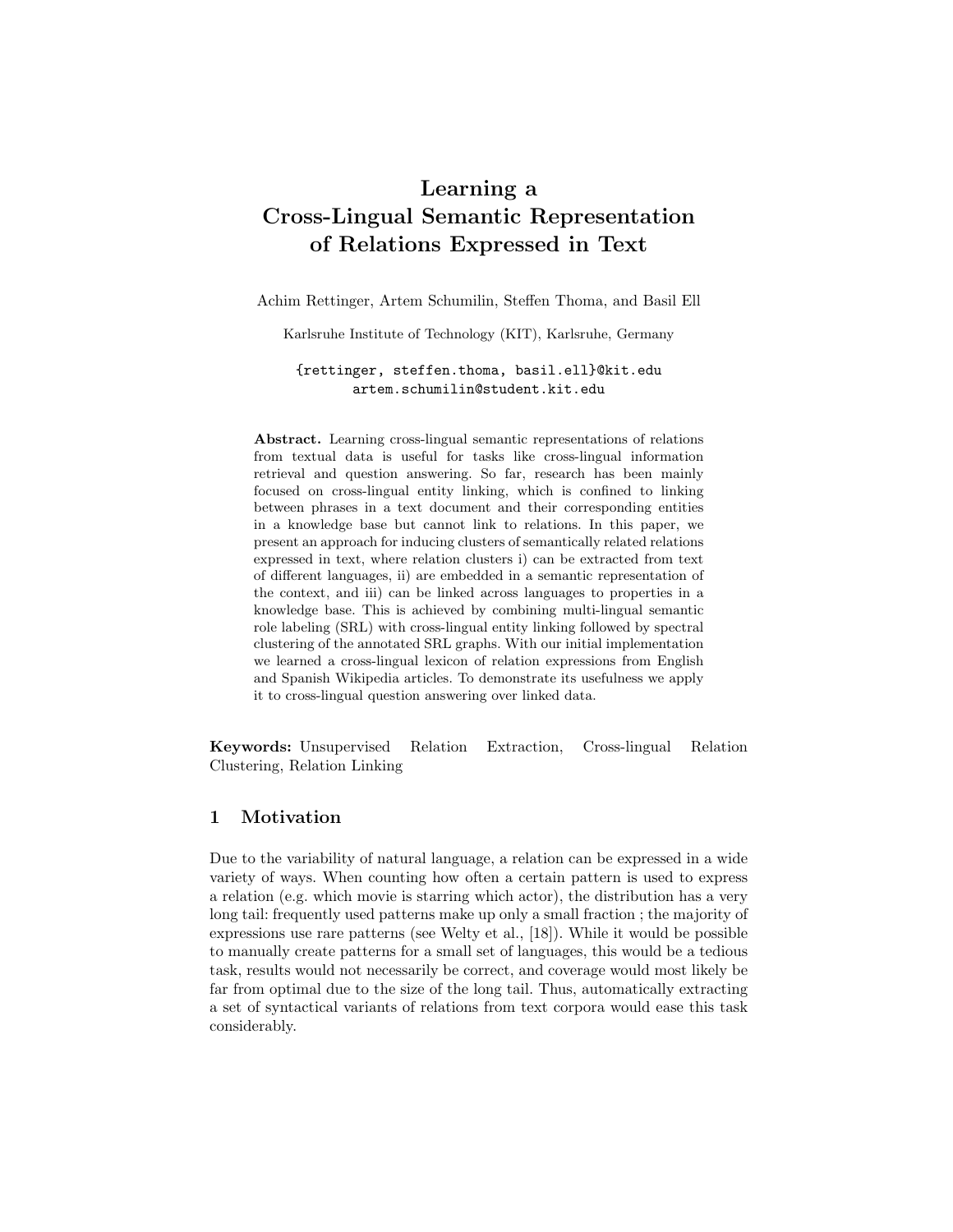# Learning a Cross-Lingual Semantic Representation of Relations Expressed in Text

Achim Rettinger, Artem Schumilin, Steffen Thoma, and Basil Ell

Karlsruhe Institute of Technology (KIT), Karlsruhe, Germany

{rettinger, steffen.thoma, basil.ell}@kit.edu
artem.schumilin@student.kit.edu

**Abstract.** Learning cross-lingual semantic representations of relations from textual data is useful for tasks like cross-lingual information retrieval and question answering. So far, research has been mainly focused on cross-lingual entity linking, which is confined to linking between phrases in a text document and their corresponding entities in a knowledge base but cannot link to relations. In this paper, we present an approach for inducing clusters of semantically related relations expressed in text, where relation clusters i) can be extracted from text of different languages, ii) are embedded in a semantic representation of the context, and iii) can be linked across languages to properties in a knowledge base. This is achieved by combining multi-lingual semantic role labeling (SRL) with cross-lingual entity linking followed by spectral clustering of the annotated SRL graphs. With our initial implementation we learned a cross-lingual lexicon of relation expressions from English and Spanish Wikipedia articles. To demonstrate its usefulness we apply it to cross-lingual question answering over linked data.

**Keywords:** Unsupervised Relation Extraction, Cross-lingual Relation Clustering, Relation Linking

## 1 Motivation

Due to the variability of natural language, a relation can be expressed in a wide variety of ways. When counting how often a certain pattern is used to express a relation (e.g. which movie is starring which actor), the distribution has a very long tail: frequently used patterns make up only a small fraction ; the majority of expressions use rare patterns (see Welty et al., [18]). While it would be possible to manually create patterns for a small set of languages, this would be a tedious task, results would not necessarily be correct, and coverage would most likely be far from optimal due to the size of the long tail. Thus, automatically extracting a set of syntactical variants of relations from text corpora would ease this task considerably.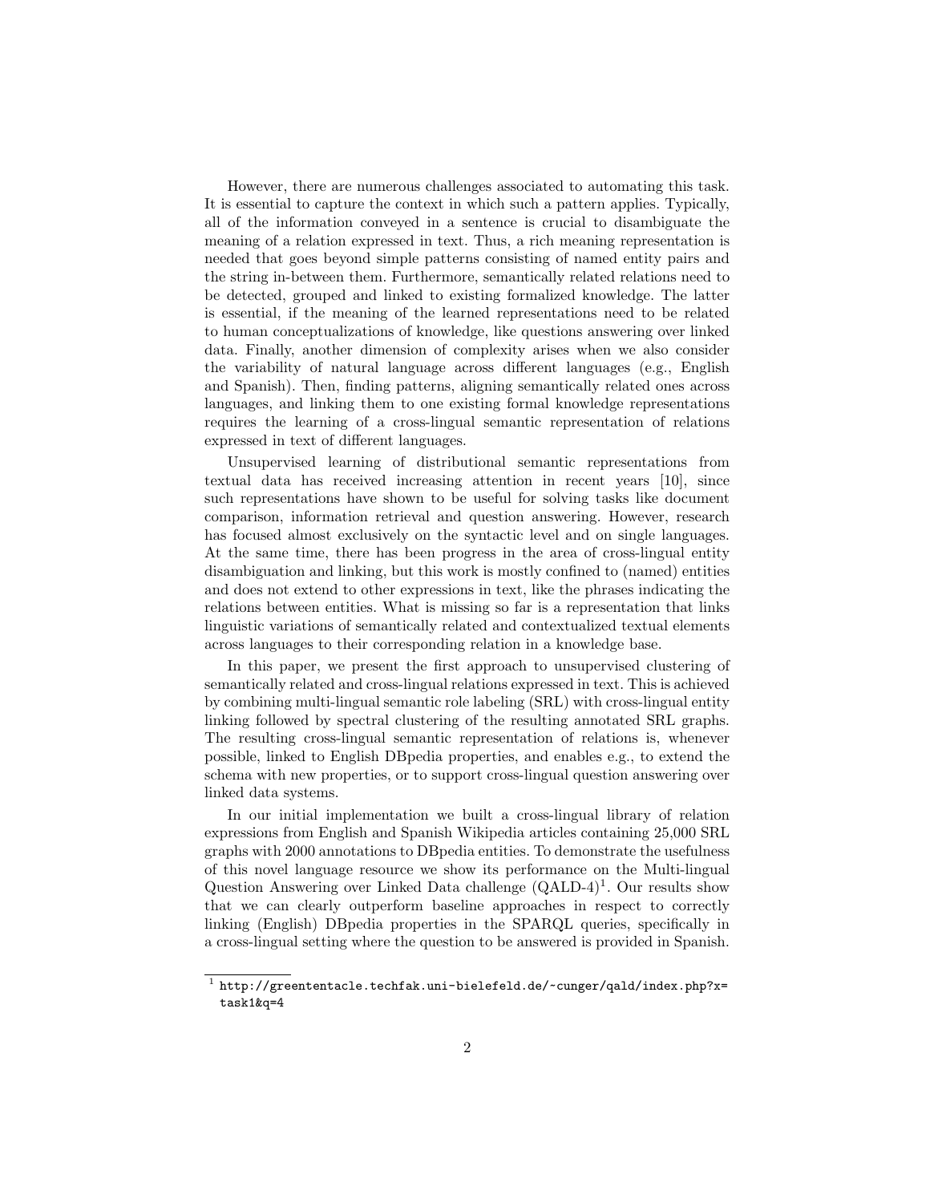However, there are numerous challenges associated to automating this task. It is essential to capture the context in which such a pattern applies. Typically, all of the information conveyed in a sentence is crucial to disambiguate the meaning of a relation expressed in text. Thus, a rich meaning representation is needed that goes beyond simple patterns consisting of named entity pairs and the string in-between them. Furthermore, semantically related relations need to be detected, grouped and linked to existing formalized knowledge. The latter is essential, if the meaning of the learned representations need to be related to human conceptualizations of knowledge, like questions answering over linked data. Finally, another dimension of complexity arises when we also consider the variability of natural language across different languages (e.g., English and Spanish). Then, finding patterns, aligning semantically related ones across languages, and linking them to one existing formal knowledge representations requires the learning of a cross-lingual semantic representation of relations expressed in text of different languages.

Unsupervised learning of distributional semantic representations from textual data has received increasing attention in recent years [10], since such representations have shown to be useful for solving tasks like document comparison, information retrieval and question answering. However, research has focused almost exclusively on the syntactic level and on single languages. At the same time, there has been progress in the area of cross-lingual entity disambiguation and linking, but this work is mostly confined to (named) entities and does not extend to other expressions in text, like the phrases indicating the relations between entities. What is missing so far is a representation that links linguistic variations of semantically related and contextualized textual elements across languages to their corresponding relation in a knowledge base.

In this paper, we present the first approach to unsupervised clustering of semantically related and cross-lingual relations expressed in text. This is achieved by combining multi-lingual semantic role labeling (SRL) with cross-lingual entity linking followed by spectral clustering of the resulting annotated SRL graphs. The resulting cross-lingual semantic representation of relations is, whenever possible, linked to English DBpedia properties, and enables e.g., to extend the schema with new properties, or to support cross-lingual question answering over linked data systems.

In our initial implementation we built a cross-lingual library of relation expressions from English and Spanish Wikipedia articles containing 25,000 SRL graphs with 2000 annotations to DBpedia entities. To demonstrate the usefulness of this novel language resource we show its performance on the Multi-lingual Question Answering over Linked Data challenge (QALD-4)[1]. Our results show that we can clearly outperform baseline approaches in respect to correctly linking (English) DBpedia properties in the SPARQL queries, specifically in a cross-lingual setting where the question to be answered is provided in Spanish.

[1] http://greententacle.techfak.uni-bielefeld.de/~cunger/qald/index.php?x=task1&q=4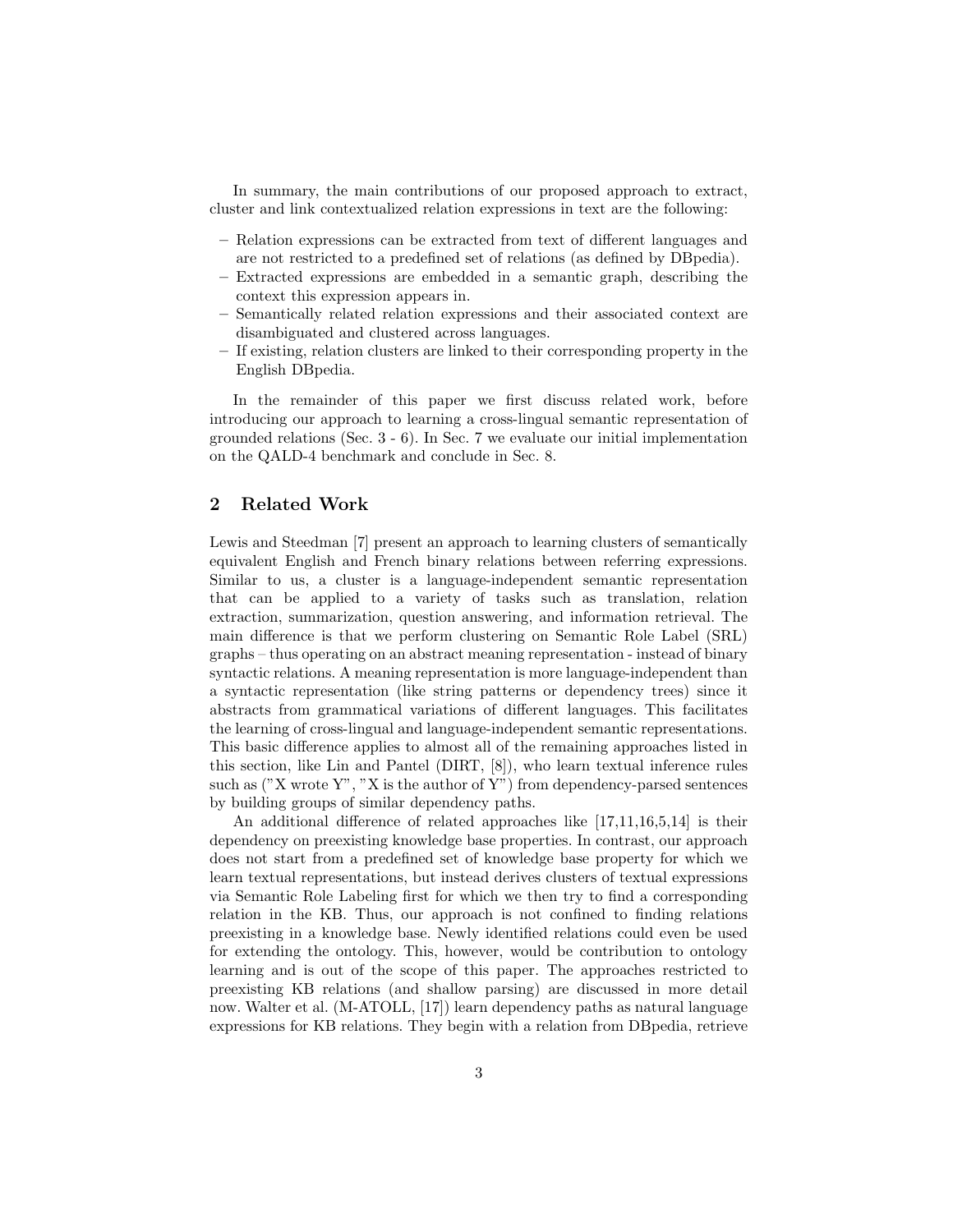In summary, the main contributions of our proposed approach to extract, cluster and link contextualized relation expressions in text are the following:

– Relation expressions can be extracted from text of different languages and are not restricted to a predefined set of relations (as defined by DBpedia).
– Extracted expressions are embedded in a semantic graph, describing the context this expression appears in.
– Semantically related relation expressions and their associated context are disambiguated and clustered across languages.
– If existing, relation clusters are linked to their corresponding property in the English DBpedia.

In the remainder of this paper we first discuss related work, before introducing our approach to learning a cross-lingual semantic representation of grounded relations (Sec. 3 - 6). In Sec. 7 we evaluate our initial implementation on the QALD-4 benchmark and conclude in Sec. 8.

## 2 Related Work

Lewis and Steedman [7] present an approach to learning clusters of semantically equivalent English and French binary relations between referring expressions. Similar to us, a cluster is a language-independent semantic representation that can be applied to a variety of tasks such as translation, relation extraction, summarization, question answering, and information retrieval. The main difference is that we perform clustering on Semantic Role Label (SRL) graphs – thus operating on an abstract meaning representation - instead of binary syntactic relations. A meaning representation is more language-independent than a syntactic representation (like string patterns or dependency trees) since it abstracts from grammatical variations of different languages. This facilitates the learning of cross-lingual and language-independent semantic representations. This basic difference applies to almost all of the remaining approaches listed in this section, like Lin and Pantel (DIRT, [8]), who learn textual inference rules such as ("X wrote Y", "X is the author of Y") from dependency-parsed sentences by building groups of similar dependency paths.

An additional difference of related approaches like [17,11,16,5,14] is their dependency on preexisting knowledge base properties. In contrast, our approach does not start from a predefined set of knowledge base property for which we learn textual representations, but instead derives clusters of textual expressions via Semantic Role Labeling first for which we then try to find a corresponding relation in the KB. Thus, our approach is not confined to finding relations preexisting in a knowledge base. Newly identified relations could even be used for extending the ontology. This, however, would be contribution to ontology learning and is out of the scope of this paper. The approaches restricted to preexisting KB relations (and shallow parsing) are discussed in more detail now. Walter et al. (M-ATOLL, [17]) learn dependency paths as natural language expressions for KB relations. They begin with a relation from DBpedia, retrieve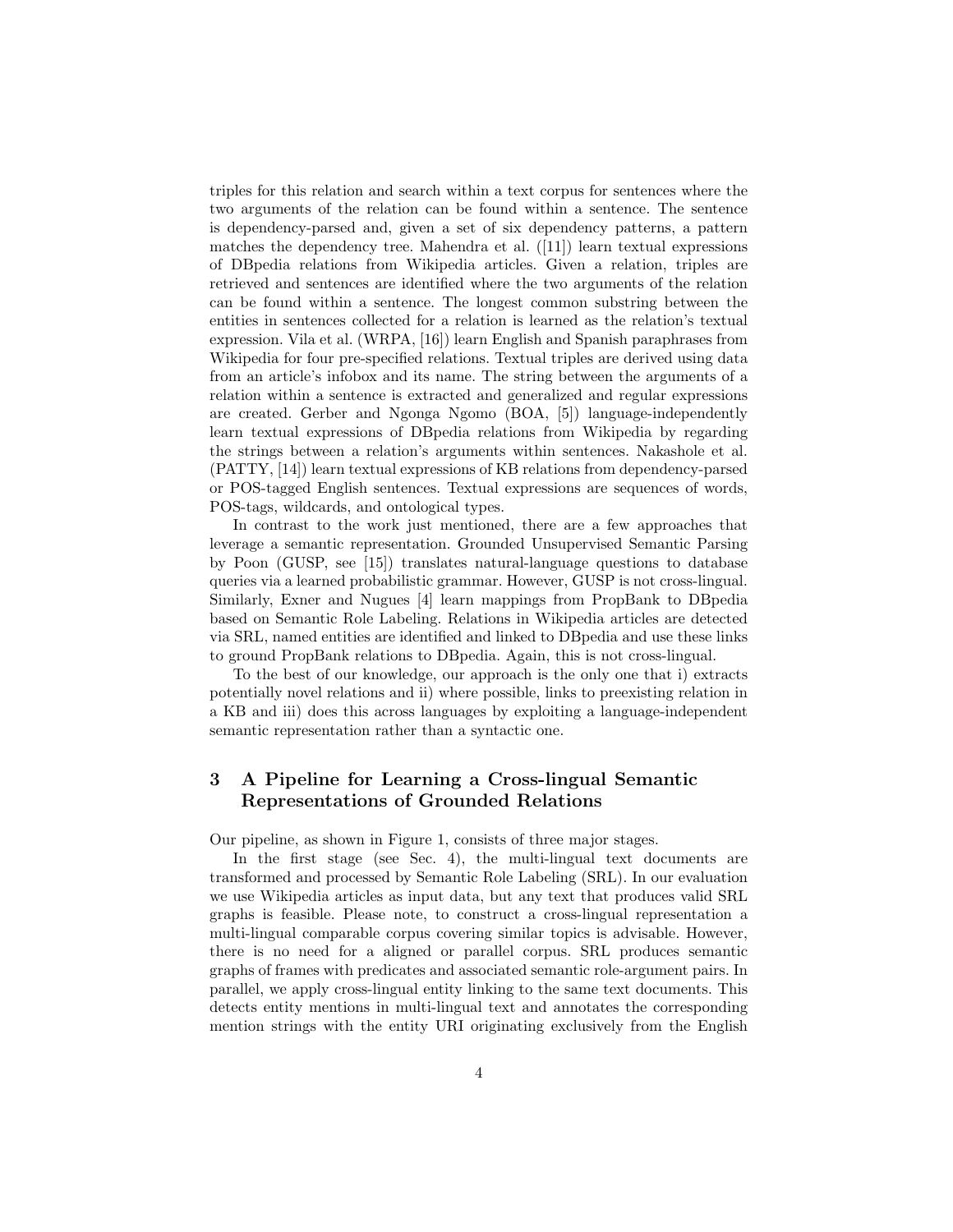triples for this relation and search within a text corpus for sentences where the two arguments of the relation can be found within a sentence. The sentence is dependency-parsed and, given a set of six dependency patterns, a pattern matches the dependency tree. Mahendra et al. ([11]) learn textual expressions of DBpedia relations from Wikipedia articles. Given a relation, triples are retrieved and sentences are identified where the two arguments of the relation can be found within a sentence. The longest common substring between the entities in sentences collected for a relation is learned as the relation's textual expression. Vila et al. (WRPA, [16]) learn English and Spanish paraphrases from Wikipedia for four pre-specified relations. Textual triples are derived using data from an article's infobox and its name. The string between the arguments of a relation within a sentence is extracted and generalized and regular expressions are created. Gerber and Ngonga Ngomo (BOA, [5]) language-independently learn textual expressions of DBpedia relations from Wikipedia by regarding the strings between a relation's arguments within sentences. Nakashole et al. (PATTY, [14]) learn textual expressions of KB relations from dependency-parsed or POS-tagged English sentences. Textual expressions are sequences of words, POS-tags, wildcards, and ontological types.

In contrast to the work just mentioned, there are a few approaches that leverage a semantic representation. Grounded Unsupervised Semantic Parsing by Poon (GUSP, see [15]) translates natural-language questions to database queries via a learned probabilistic grammar. However, GUSP is not cross-lingual. Similarly, Exner and Nugues [4] learn mappings from PropBank to DBpedia based on Semantic Role Labeling. Relations in Wikipedia articles are detected via SRL, named entities are identified and linked to DBpedia and use these links to ground PropBank relations to DBpedia. Again, this is not cross-lingual.

To the best of our knowledge, our approach is the only one that i) extracts potentially novel relations and ii) where possible, links to preexisting relation in a KB and iii) does this across languages by exploiting a language-independent semantic representation rather than a syntactic one.

## 3 A Pipeline for Learning a Cross-lingual Semantic Representations of Grounded Relations

Our pipeline, as shown in Figure 1, consists of three major stages.

In the first stage (see Sec. 4), the multi-lingual text documents are transformed and processed by Semantic Role Labeling (SRL). In our evaluation we use Wikipedia articles as input data, but any text that produces valid SRL graphs is feasible. Please note, to construct a cross-lingual representation a multi-lingual comparable corpus covering similar topics is advisable. However, there is no need for a aligned or parallel corpus. SRL produces semantic graphs of frames with predicates and associated semantic role-argument pairs. In parallel, we apply cross-lingual entity linking to the same text documents. This detects entity mentions in multi-lingual text and annotates the corresponding mention strings with the entity URI originating exclusively from the English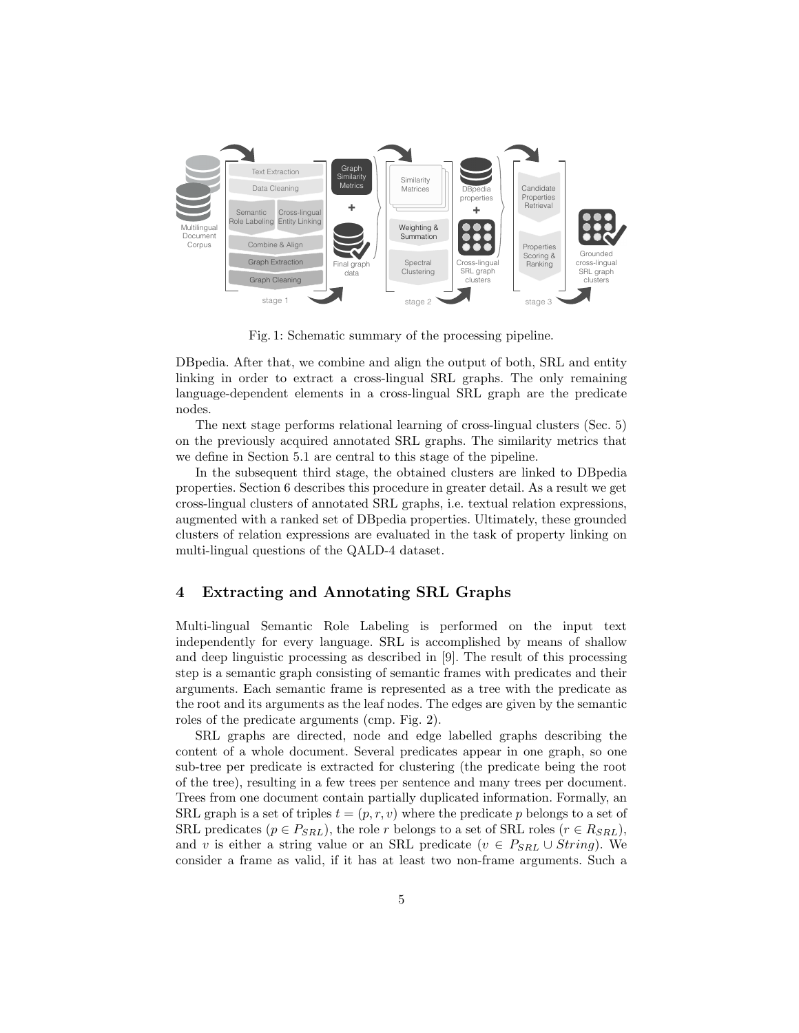Fig. 1: Schematic summary of the processing pipeline.

DBpedia. After that, we combine and align the output of both, SRL and entity linking in order to extract a cross-lingual SRL graphs. The only remaining language-dependent elements in a cross-lingual SRL graph are the predicate nodes.

The next stage performs relational learning of cross-lingual clusters (Sec. 5) on the previously acquired annotated SRL graphs. The similarity metrics that we define in Section 5.1 are central to this stage of the pipeline.

In the subsequent third stage, the obtained clusters are linked to DBpedia properties. Section 6 describes this procedure in greater detail. As a result we get cross-lingual clusters of annotated SRL graphs, i.e. textual relation expressions, augmented with a ranked set of DBpedia properties. Ultimately, these grounded clusters of relation expressions are evaluated in the task of property linking on multi-lingual questions of the QALD-4 dataset.

## 4 Extracting and Annotating SRL Graphs

Multi-lingual Semantic Role Labeling is performed on the input text independently for every language. SRL is accomplished by means of shallow and deep linguistic processing as described in [9]. The result of this processing step is a semantic graph consisting of semantic frames with predicates and their arguments. Each semantic frame is represented as a tree with the predicate as the root and its arguments as the leaf nodes. The edges are given by the semantic roles of the predicate arguments (cmp. Fig. 2).

SRL graphs are directed, node and edge labelled graphs describing the content of a whole document. Several predicates appear in one graph, so one sub-tree per predicate is extracted for clustering (the predicate being the root of the tree), resulting in a few trees per sentence and many trees per document. Trees from one document contain partially duplicated information. Formally, an SRL graph is a set of triples $t = (p, r, v)$ where the predicate $p$ belongs to a set of SRL predicates ($p \in P_{SRL}$), the role $r$ belongs to a set of SRL roles ($r \in R_{SRL}$), and $v$ is either a string value or an SRL predicate ($v \in P_{SRL} \cup String$). We consider a frame as valid, if it has at least two non-frame arguments. Such a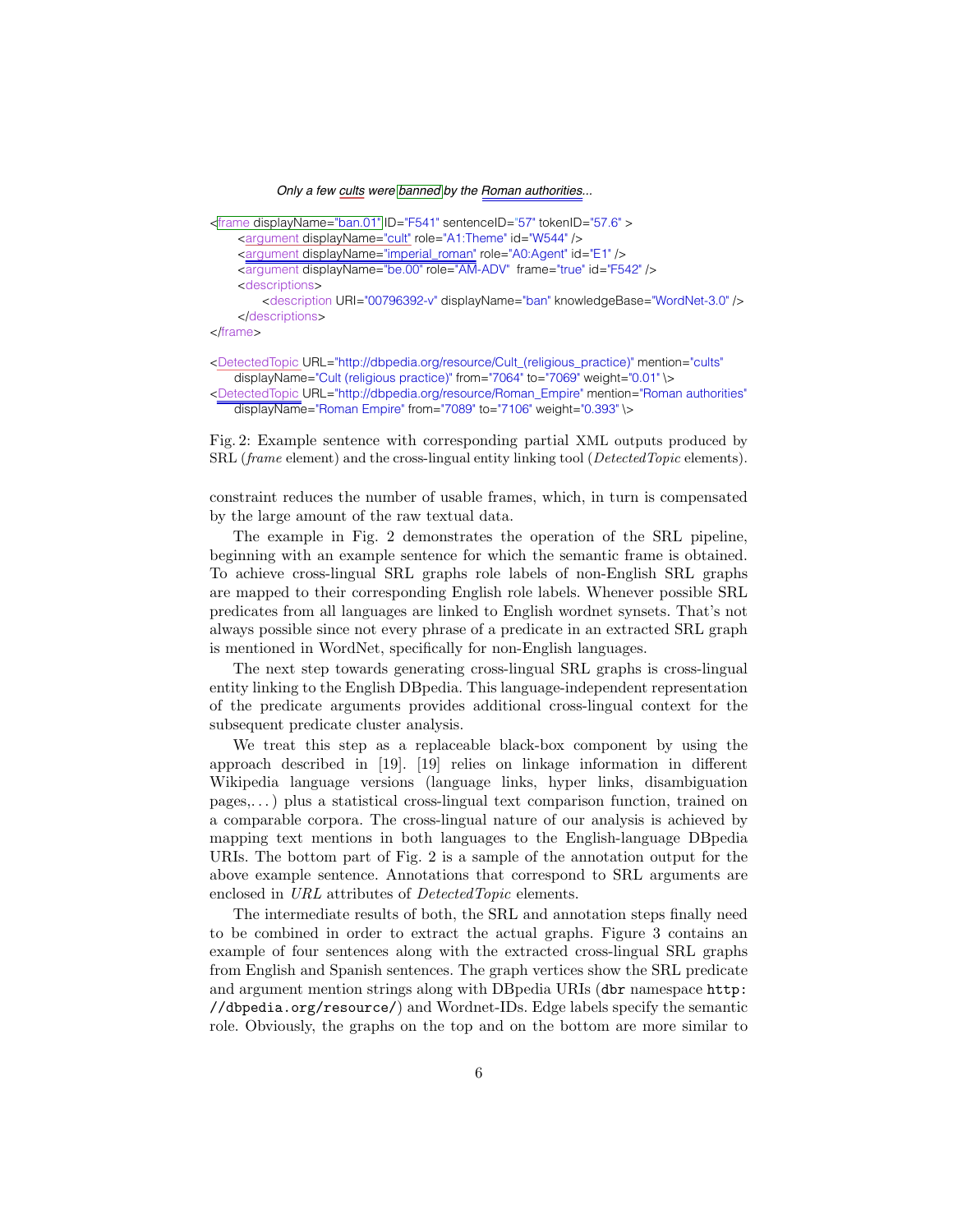*Only a few cults were banned by the Roman authorities...*

```
<frame displayName="ban.01" ID="F541" sentenceID="57" tokenID="57.6" >
    <argument displayName="cult" role="A1:Theme" id="W544" />
    <argument displayName="imperial_roman" role="A0:Agent" id="E1" />
    <argument displayName="be.00" role="AM-ADV"  frame="true" id="F542" />
    <descriptions>
        <description URI="00796392-v" displayName="ban" knowledgeBase="WordNet-3.0" />
    </descriptions>
</frame>

<DetectedTopic URL="http://dbpedia.org/resource/Cult_(religious_practice)" mention="cults"
    displayName="Cult (religious practice)" from="7064" to="7069" weight="0.01" \>
<DetectedTopic URL="http://dbpedia.org/resource/Roman_Empire" mention="Roman authorities"
    displayName="Roman Empire" from="7089" to="7106" weight="0.393" \>
```

Fig. 2: Example sentence with corresponding partial XML outputs produced by SRL (*frame* element) and the cross-lingual entity linking tool (*DetectedTopic* elements).

constraint reduces the number of usable frames, which, in turn is compensated by the large amount of the raw textual data.

The example in Fig. 2 demonstrates the operation of the SRL pipeline, beginning with an example sentence for which the semantic frame is obtained. To achieve cross-lingual SRL graphs role labels of non-English SRL graphs are mapped to their corresponding English role labels. Whenever possible SRL predicates from all languages are linked to English wordnet synsets. That's not always possible since not every phrase of a predicate in an extracted SRL graph is mentioned in WordNet, specifically for non-English languages.

The next step towards generating cross-lingual SRL graphs is cross-lingual entity linking to the English DBpedia. This language-independent representation of the predicate arguments provides additional cross-lingual context for the subsequent predicate cluster analysis.

We treat this step as a replaceable black-box component by using the approach described in [19]. [19] relies on linkage information in different Wikipedia language versions (language links, hyper links, disambiguation pages,...) plus a statistical cross-lingual text comparison function, trained on a comparable corpora. The cross-lingual nature of our analysis is achieved by mapping text mentions in both languages to the English-language DBpedia URIs. The bottom part of Fig. 2 is a sample of the annotation output for the above example sentence. Annotations that correspond to SRL arguments are enclosed in *URL* attributes of *DetectedTopic* elements.

The intermediate results of both, the SRL and annotation steps finally need to be combined in order to extract the actual graphs. Figure 3 contains an example of four sentences along with the extracted cross-lingual SRL graphs from English and Spanish sentences. The graph vertices show the SRL predicate and argument mention strings along with DBpedia URIs (`dbr` namespace `http://dbpedia.org/resource/`) and Wordnet-IDs. Edge labels specify the semantic role. Obviously, the graphs on the top and on the bottom are more similar to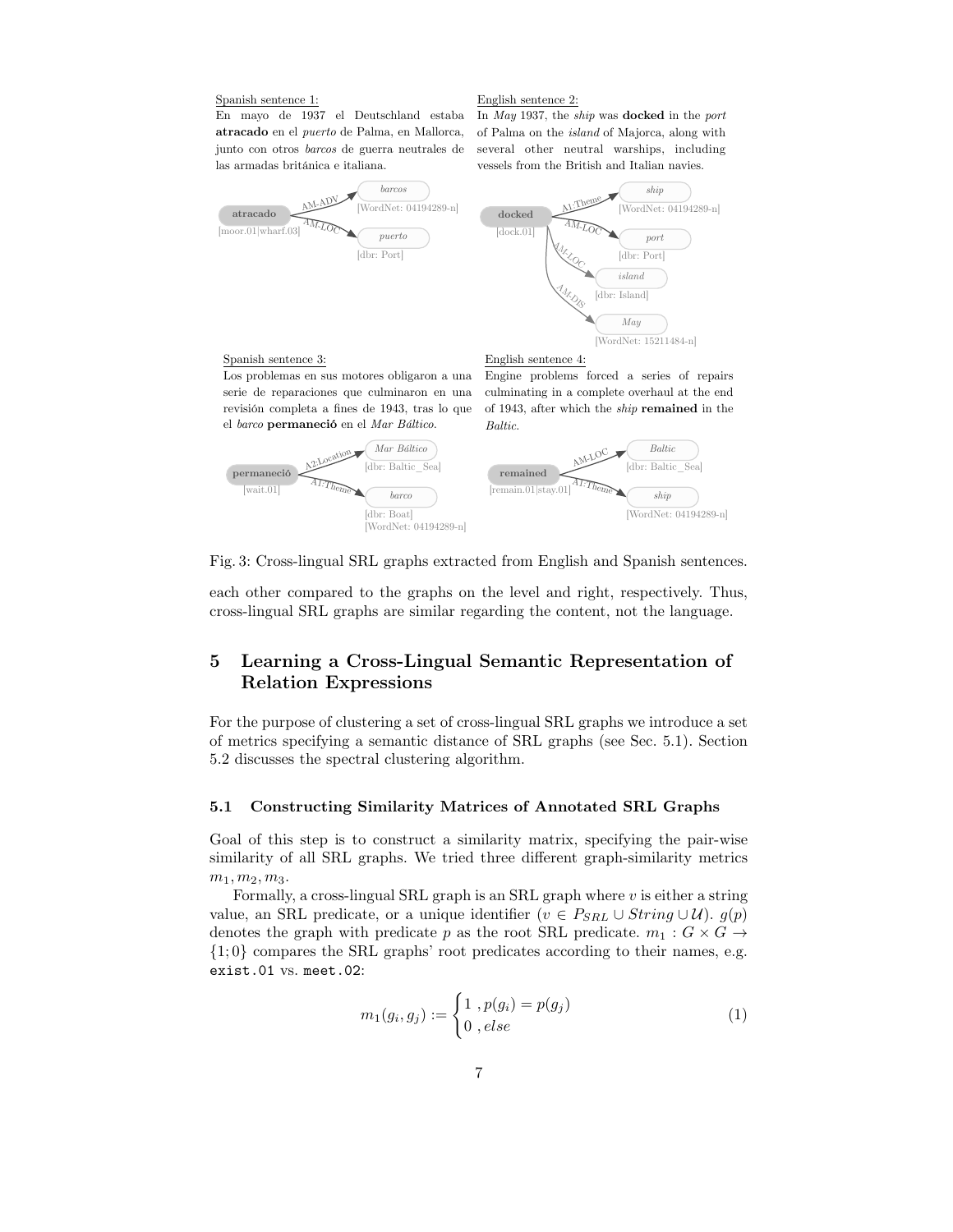Spanish sentence 1:
En mayo de 1937 el Deutschland estaba **atracado** en el *puerto* de Palma, en Mallorca, junto con otros *barcos* de guerra neutrales de las armadas británica e italiana.

English sentence 2:
In *May* 1937, the *ship* was **docked** in the *port* of Palma on the *island* of Majorca, along with several other neutral warships, including vessels from the British and Italian navies.

Spanish sentence 3:
Los problemas en sus motores obligaron a una serie de reparaciones que culminaron en una revisión completa a fines de 1943, tras lo que el *barco* **permaneció** en el *Mar Báltico*.

English sentence 4:
Engine problems forced a series of repairs culminating in a complete overhaul at the end of 1943, after which the *ship* **remained** in the *Baltic*.

Fig. 3: Cross-lingual SRL graphs extracted from English and Spanish sentences.

each other compared to the graphs on the level and right, respectively. Thus, cross-lingual SRL graphs are similar regarding the content, not the language.

## 5 Learning a Cross-Lingual Semantic Representation of Relation Expressions

For the purpose of clustering a set of cross-lingual SRL graphs we introduce a set of metrics specifying a semantic distance of SRL graphs (see Sec. 5.1). Section 5.2 discusses the spectral clustering algorithm.

### 5.1 Constructing Similarity Matrices of Annotated SRL Graphs

Goal of this step is to construct a similarity matrix, specifying the pair-wise similarity of all SRL graphs. We tried three different graph-similarity metrics $m_1, m_2, m_3$.

Formally, a cross-lingual SRL graph is an SRL graph where $v$ is either a string value, an SRL predicate, or a unique identifier ($v \in P_{SRL} \cup String \cup \mathcal{U}$). $g(p)$ denotes the graph with predicate $p$ as the root SRL predicate. $m_1 : G \times G \rightarrow \{1; 0\}$ compares the SRL graphs' root predicates according to their names, e.g. `exist.01` vs. `meet.02`:

$$m_1(g_i, g_j) := \begin{cases} 1 \text{ , } p(g_i) = p(g_j) \\ 0 \text{ , } else \end{cases} \tag{1}$$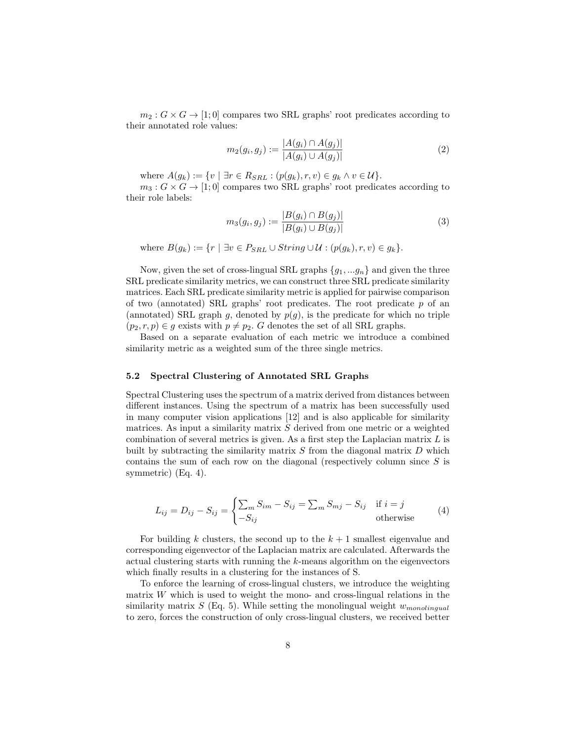$m_2 : G \times G \rightarrow [1; 0]$ compares two SRL graphs' root predicates according to their annotated role values:

$$m_2(g_i, g_j) := \frac{|A(g_i) \cap A(g_j)|}{|A(g_i) \cup A(g_j)|} \tag{2}$$

where $A(g_k) := \{v \mid \exists r \in R_{SRL} : (p(g_k), r, v) \in g_k \wedge v \in \mathcal{U}\}$.

$m_3 : G \times G \rightarrow [1; 0]$ compares two SRL graphs' root predicates according to their role labels:

$$m_3(g_i, g_j) := \frac{|B(g_i) \cap B(g_j)|}{|B(g_i) \cup B(g_j)|} \tag{3}$$

where $B(g_k) := \{r \mid \exists v \in P_{SRL} \cup String \cup \mathcal{U} : (p(g_k), r, v) \in g_k\}$.

Now, given the set of cross-lingual SRL graphs $\{g_1, ...g_n\}$ and given the three SRL predicate similarity metrics, we can construct three SRL predicate similarity matrices. Each SRL predicate similarity metric is applied for pairwise comparison of two (annotated) SRL graphs' root predicates. The root predicate $p$ of an (annotated) SRL graph $g$, denoted by $p(g)$, is the predicate for which no triple $(p_2, r, p) \in g$ exists with $p \neq p_2$. $G$ denotes the set of all SRL graphs.

Based on a separate evaluation of each metric we introduce a combined similarity metric as a weighted sum of the three single metrics.

### 5.2 Spectral Clustering of Annotated SRL Graphs

Spectral Clustering uses the spectrum of a matrix derived from distances between different instances. Using the spectrum of a matrix has been successfully used in many computer vision applications [12] and is also applicable for similarity matrices. As input a similarity matrix $S$ derived from one metric or a weighted combination of several metrics is given. As a first step the Laplacian matrix $L$ is built by subtracting the similarity matrix $S$ from the diagonal matrix $D$ which contains the sum of each row on the diagonal (respectively column since $S$ is symmetric) (Eq. 4).

$$L_{ij} = D_{ij} - S_{ij} = \begin{cases} \sum_m S_{im} - S_{ij} = \sum_m S_{mj} - S_{ij} & \text{if } i = j \\ -S_{ij} & \text{otherwise} \end{cases} \tag{4}$$

For building $k$ clusters, the second up to the $k+1$ smallest eigenvalue and corresponding eigenvector of the Laplacian matrix are calculated. Afterwards the actual clustering starts with running the $k$-means algorithm on the eigenvectors which finally results in a clustering for the instances of S.

To enforce the learning of cross-lingual clusters, we introduce the weighting matrix $W$ which is used to weight the mono- and cross-lingual relations in the similarity matrix $S$ (Eq. 5). While setting the monolingual weight $w_{monolingual}$ to zero, forces the construction of only cross-lingual clusters, we received better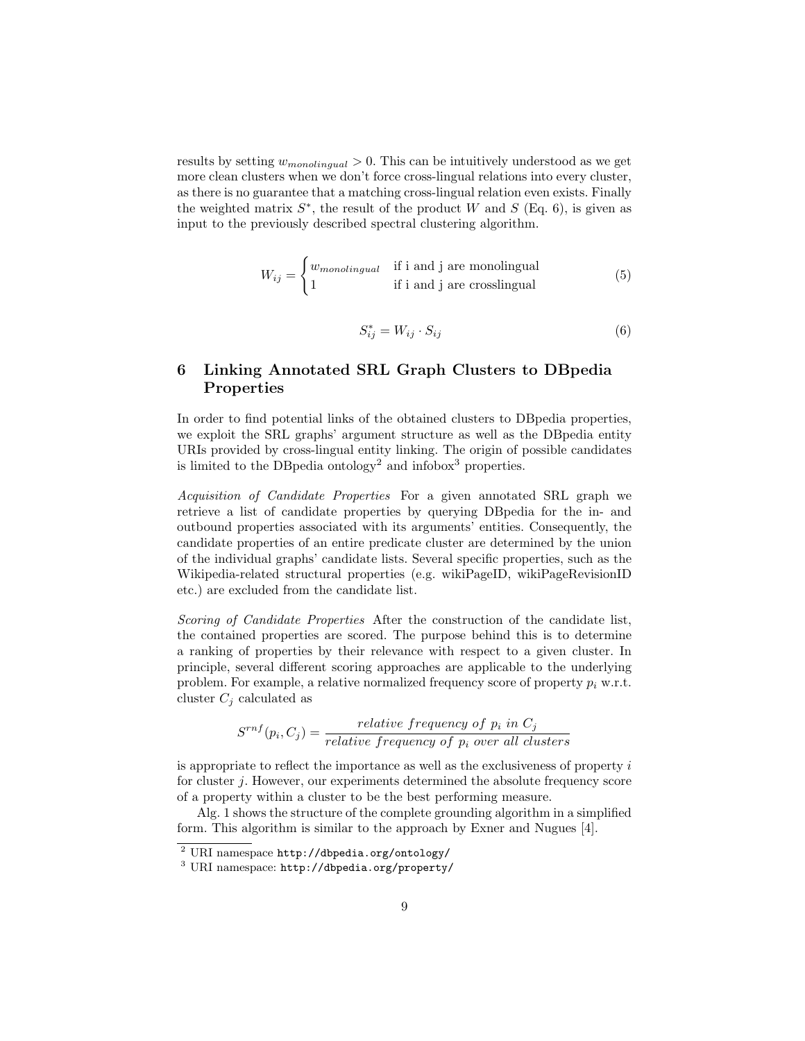results by setting $w_{monolingual} > 0$. This can be intuitively understood as we get more clean clusters when we don't force cross-lingual relations into every cluster, as there is no guarantee that a matching cross-lingual relation even exists. Finally the weighted matrix $S^*$, the result of the product $W$ and $S$ (Eq. 6), is given as input to the previously described spectral clustering algorithm.

$$W_{ij} = \begin{cases} w_{monolingual} & \text{if i and j are monolingual} \\ 1 & \text{if i and j are crosslingual} \end{cases} \tag{5}$$

$$S^*_{ij} = W_{ij} \cdot S_{ij} \tag{6}$$

## 6 Linking Annotated SRL Graph Clusters to DBpedia Properties

In order to find potential links of the obtained clusters to DBpedia properties, we exploit the SRL graphs' argument structure as well as the DBpedia entity URIs provided by cross-lingual entity linking. The origin of possible candidates is limited to the DBpedia ontology[2] and infobox[3] properties.

*Acquisition of Candidate Properties* For a given annotated SRL graph we retrieve a list of candidate properties by querying DBpedia for the in- and outbound properties associated with its arguments' entities. Consequently, the candidate properties of an entire predicate cluster are determined by the union of the individual graphs' candidate lists. Several specific properties, such as the Wikipedia-related structural properties (e.g. wikiPageID, wikiPageRevisionID etc.) are excluded from the candidate list.

*Scoring of Candidate Properties* After the construction of the candidate list, the contained properties are scored. The purpose behind this is to determine a ranking of properties by their relevance with respect to a given cluster. In principle, several different scoring approaches are applicable to the underlying problem. For example, a relative normalized frequency score of property $p_i$ w.r.t. cluster $C_j$ calculated as

$$S^{rnf}(p_i, C_j) = \frac{relative\ frequency\ of\ p_i\ in\ C_j}{relative\ frequency\ of\ p_i\ over\ all\ clusters}$$

is appropriate to reflect the importance as well as the exclusiveness of property $i$ for cluster $j$. However, our experiments determined the absolute frequency score of a property within a cluster to be the best performing measure.

Alg. 1 shows the structure of the complete grounding algorithm in a simplified form. This algorithm is similar to the approach by Exner and Nugues [4].

[2] URI namespace `http://dbpedia.org/ontology/`

[3] URI namespace: `http://dbpedia.org/property/`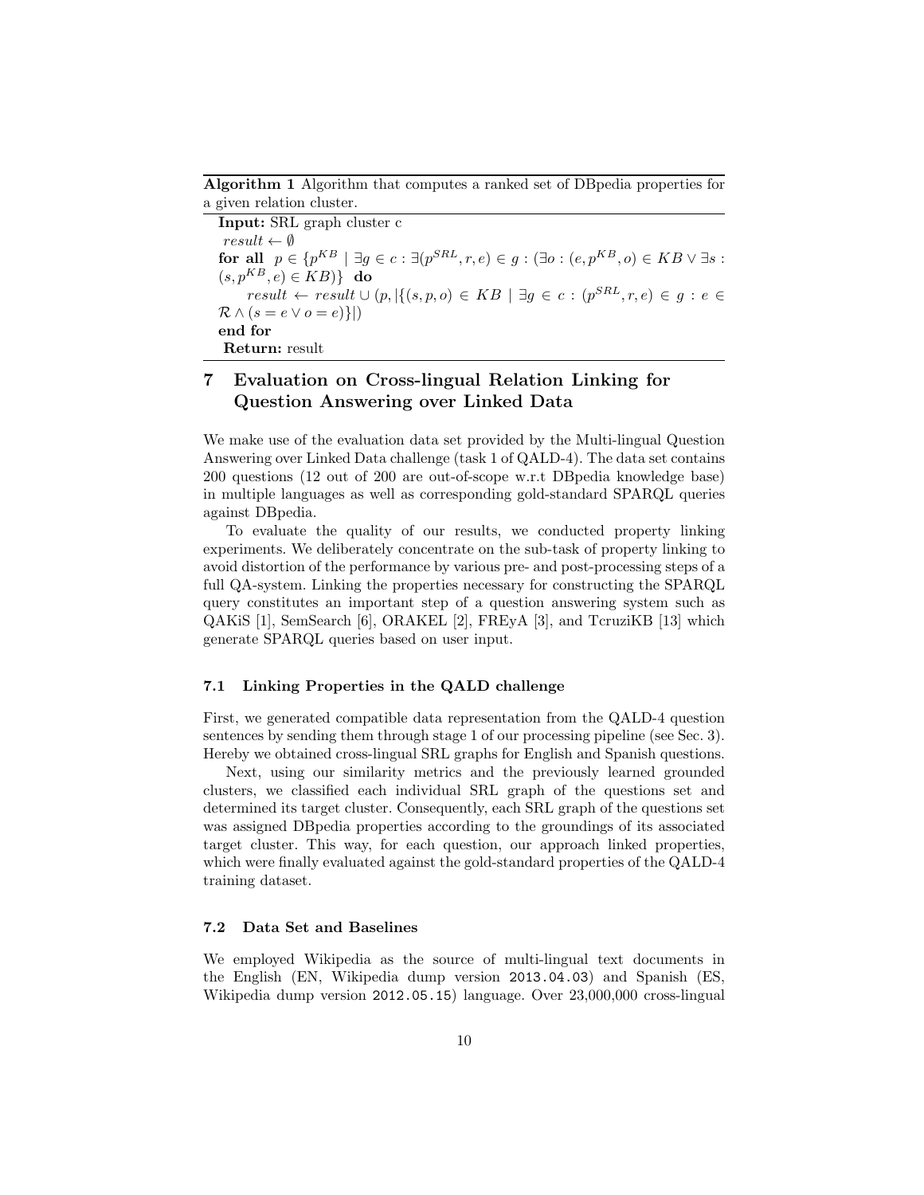**Algorithm 1** Algorithm that computes a ranked set of DBpedia properties for a given relation cluster.

**Input:** SRL graph cluster c
$result \leftarrow \emptyset$
**for all** $p \in \{p^{KB} \mid \exists g \in c : \exists (p^{SRL}, r, e) \in g : (\exists o : (e, p^{KB}, o) \in KB \vee \exists s : (s, p^{KB}, e) \in KB)\}$ **do**
  $result \leftarrow result \cup (p, |\{(s, p, o) \in KB \mid \exists g \in c : (p^{SRL}, r, e) \in g : e \in \mathcal{R} \wedge (s = e \vee o = e)\}|)$
**end for**
**Return:** result

# 7 Evaluation on Cross-lingual Relation Linking for Question Answering over Linked Data

We make use of the evaluation data set provided by the Multi-lingual Question Answering over Linked Data challenge (task 1 of QALD-4). The data set contains 200 questions (12 out of 200 are out-of-scope w.r.t DBpedia knowledge base) in multiple languages as well as corresponding gold-standard SPARQL queries against DBpedia.

To evaluate the quality of our results, we conducted property linking experiments. We deliberately concentrate on the sub-task of property linking to avoid distortion of the performance by various pre- and post-processing steps of a full QA-system. Linking the properties necessary for constructing the SPARQL query constitutes an important step of a question answering system such as QAKiS [1], SemSearch [6], ORAKEL [2], FREyA [3], and TcruziKB [13] which generate SPARQL queries based on user input.

## 7.1 Linking Properties in the QALD challenge

First, we generated compatible data representation from the QALD-4 question sentences by sending them through stage 1 of our processing pipeline (see Sec. 3). Hereby we obtained cross-lingual SRL graphs for English and Spanish questions.

Next, using our similarity metrics and the previously learned grounded clusters, we classified each individual SRL graph of the questions set and determined its target cluster. Consequently, each SRL graph of the questions set was assigned DBpedia properties according to the groundings of its associated target cluster. This way, for each question, our approach linked properties, which were finally evaluated against the gold-standard properties of the QALD-4 training dataset.

## 7.2 Data Set and Baselines

We employed Wikipedia as the source of multi-lingual text documents in the English (EN, Wikipedia dump version `2013.04.03`) and Spanish (ES, Wikipedia dump version `2012.05.15`) language. Over 23,000,000 cross-lingual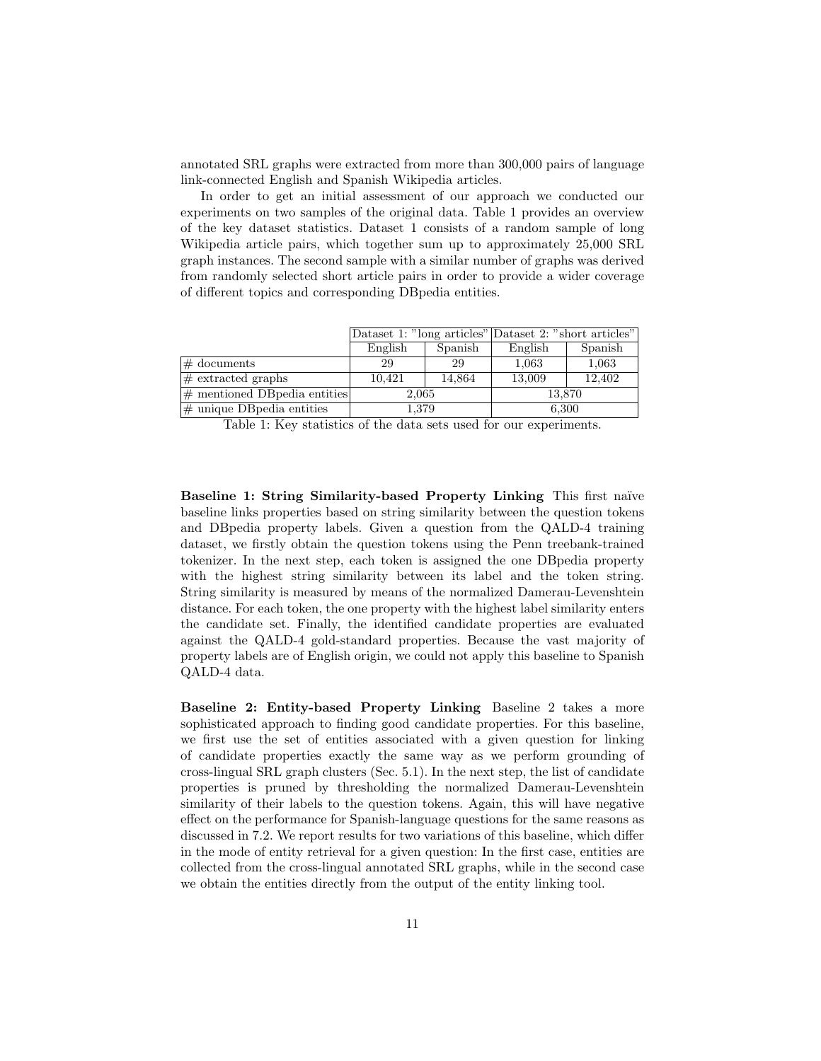annotated SRL graphs were extracted from more than 300,000 pairs of language link-connected English and Spanish Wikipedia articles.

In order to get an initial assessment of our approach we conducted our experiments on two samples of the original data. Table 1 provides an overview of the key dataset statistics. Dataset 1 consists of a random sample of long Wikipedia article pairs, which together sum up to approximately 25,000 SRL graph instances. The second sample with a similar number of graphs was derived from randomly selected short article pairs in order to provide a wider coverage of different topics and corresponding DBpedia entities.

| | Dataset 1: "long articles" | | Dataset 2: "short articles" | |
|---|---|---|---|---|
| | English | Spanish | English | Spanish |
| # documents | 29 | 29 | 1,063 | 1,063 |
| # extracted graphs | 10,421 | 14,864 | 13,009 | 12,402 |
| # mentioned DBpedia entities | 2,065 | | 13,870 | |
| # unique DBpedia entities | 1,379 | | 6,300 | |

Table 1: Key statistics of the data sets used for our experiments.

**Baseline 1: String Similarity-based Property Linking** This first naïve baseline links properties based on string similarity between the question tokens and DBpedia property labels. Given a question from the QALD-4 training dataset, we firstly obtain the question tokens using the Penn treebank-trained tokenizer. In the next step, each token is assigned the one DBpedia property with the highest string similarity between its label and the token string. String similarity is measured by means of the normalized Damerau-Levenshtein distance. For each token, the one property with the highest label similarity enters the candidate set. Finally, the identified candidate properties are evaluated against the QALD-4 gold-standard properties. Because the vast majority of property labels are of English origin, we could not apply this baseline to Spanish QALD-4 data.

**Baseline 2: Entity-based Property Linking** Baseline 2 takes a more sophisticated approach to finding good candidate properties. For this baseline, we first use the set of entities associated with a given question for linking of candidate properties exactly the same way as we perform grounding of cross-lingual SRL graph clusters (Sec. 5.1). In the next step, the list of candidate properties is pruned by thresholding the normalized Damerau-Levenshtein similarity of their labels to the question tokens. Again, this will have negative effect on the performance for Spanish-language questions for the same reasons as discussed in 7.2. We report results for two variations of this baseline, which differ in the mode of entity retrieval for a given question: In the first case, entities are collected from the cross-lingual annotated SRL graphs, while in the second case we obtain the entities directly from the output of the entity linking tool.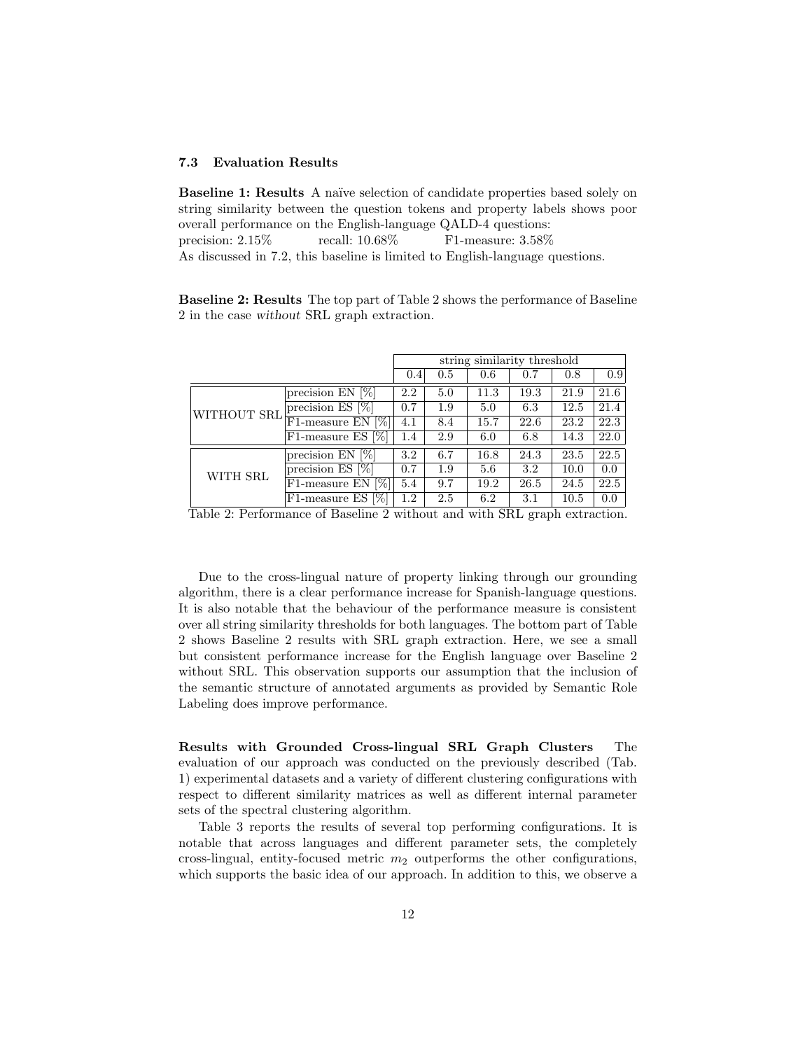### 7.3 Evaluation Results

**Baseline 1: Results** A naïve selection of candidate properties based solely on string similarity between the question tokens and property labels shows poor overall performance on the English-language QALD-4 questions:
precision: 2.15% recall: 10.68% F1-measure: 3.58%
As discussed in 7.2, this baseline is limited to English-language questions.

**Baseline 2: Results** The top part of Table 2 shows the performance of Baseline 2 in the case *without* SRL graph extraction.

| | | string similarity threshold | | | | | |
|---|---|---|---|---|---|---|---|
| | | 0.4 | 0.5 | 0.6 | 0.7 | 0.8 | 0.9 |
| WITHOUT SRL | precision EN [%] | 2.2 | 5.0 | 11.3 | 19.3 | 21.9 | 21.6 |
| | precision ES [%] | 0.7 | 1.9 | 5.0 | 6.3 | 12.5 | 21.4 |
| | F1-measure EN [%] | 4.1 | 8.4 | 15.7 | 22.6 | 23.2 | 22.3 |
| | F1-measure ES [%] | 1.4 | 2.9 | 6.0 | 6.8 | 14.3 | 22.0 |
| WITH SRL | precision EN [%] | 3.2 | 6.7 | 16.8 | 24.3 | 23.5 | 22.5 |
| | precision ES [%] | 0.7 | 1.9 | 5.6 | 3.2 | 10.0 | 0.0 |
| | F1-measure EN [%] | 5.4 | 9.7 | 19.2 | 26.5 | 24.5 | 22.5 |
| | F1-measure ES [%] | 1.2 | 2.5 | 6.2 | 3.1 | 10.5 | 0.0 |

Table 2: Performance of Baseline 2 without and with SRL graph extraction.

Due to the cross-lingual nature of property linking through our grounding algorithm, there is a clear performance increase for Spanish-language questions. It is also notable that the behaviour of the performance measure is consistent over all string similarity thresholds for both languages. The bottom part of Table 2 shows Baseline 2 results with SRL graph extraction. Here, we see a small but consistent performance increase for the English language over Baseline 2 without SRL. This observation supports our assumption that the inclusion of the semantic structure of annotated arguments as provided by Semantic Role Labeling does improve performance.

**Results with Grounded Cross-lingual SRL Graph Clusters** The evaluation of our approach was conducted on the previously described (Tab. 1) experimental datasets and a variety of different clustering configurations with respect to different similarity matrices as well as different internal parameter sets of the spectral clustering algorithm.

Table 3 reports the results of several top performing configurations. It is notable that across languages and different parameter sets, the completely cross-lingual, entity-focused metric $m_2$ outperforms the other configurations, which supports the basic idea of our approach. In addition to this, we observe a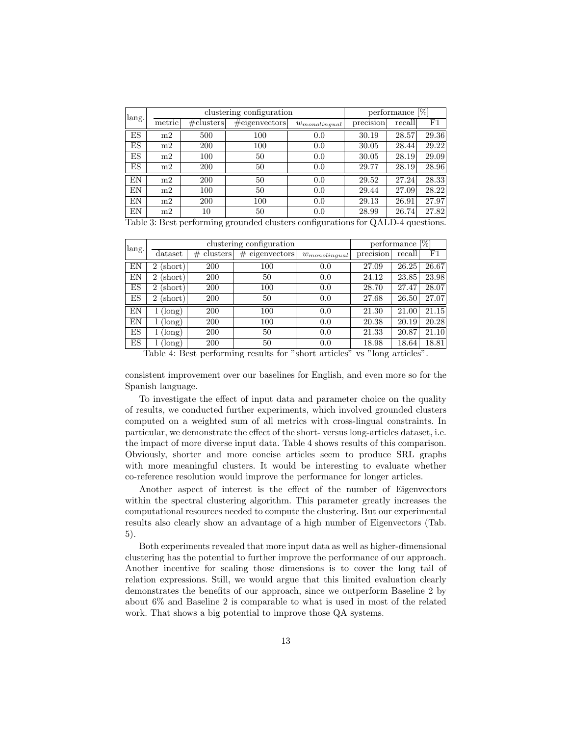| lang. | clustering configuration | | | | performance [%] | | |
|---|---|---|---|---|---|---|---|
| | metric | #clusters | #eigenvectors | $w_{monolingual}$ | precision | recall | F1 |
| ES | m2 | 500 | 100 | 0.0 | 30.19 | 28.57 | 29.36 |
| ES | m2 | 200 | 100 | 0.0 | 30.05 | 28.44 | 29.22 |
| ES | m2 | 100 | 50 | 0.0 | 30.05 | 28.19 | 29.09 |
| ES | m2 | 200 | 50 | 0.0 | 29.77 | 28.19 | 28.96 |
| EN | m2 | 200 | 50 | 0.0 | 29.52 | 27.24 | 28.33 |
| EN | m2 | 100 | 50 | 0.0 | 29.44 | 27.09 | 28.22 |
| EN | m2 | 200 | 100 | 0.0 | 29.13 | 26.91 | 27.97 |
| EN | m2 | 10 | 50 | 0.0 | 28.99 | 26.74 | 27.82 |

Table 3: Best performing grounded clusters configurations for QALD-4 questions.

| lang. | clustering configuration | | | | performance [%] | | |
|---|---|---|---|---|---|---|---|
| | dataset | # clusters | # eigenvectors | $w_{monolingual}$ | precision | recall | F1 |
| EN | 2 (short) | 200 | 100 | 0.0 | 27.09 | 26.25 | 26.67 |
| EN | 2 (short) | 200 | 50 | 0.0 | 24.12 | 23.85 | 23.98 |
| ES | 2 (short) | 200 | 100 | 0.0 | 28.70 | 27.47 | 28.07 |
| ES | 2 (short) | 200 | 50 | 0.0 | 27.68 | 26.50 | 27.07 |
| EN | 1 (long) | 200 | 100 | 0.0 | 21.30 | 21.00 | 21.15 |
| EN | 1 (long) | 200 | 100 | 0.0 | 20.38 | 20.19 | 20.28 |
| ES | 1 (long) | 200 | 50 | 0.0 | 21.33 | 20.87 | 21.10 |
| ES | 1 (long) | 200 | 50 | 0.0 | 18.98 | 18.64 | 18.81 |

Table 4: Best performing results for "short articles" vs "long articles".

consistent improvement over our baselines for English, and even more so for the Spanish language.

To investigate the effect of input data and parameter choice on the quality of results, we conducted further experiments, which involved grounded clusters computed on a weighted sum of all metrics with cross-lingual constraints. In particular, we demonstrate the effect of the short- versus long-articles dataset, i.e. the impact of more diverse input data. Table 4 shows results of this comparison. Obviously, shorter and more concise articles seem to produce SRL graphs with more meaningful clusters. It would be interesting to evaluate whether co-reference resolution would improve the performance for longer articles.

Another aspect of interest is the effect of the number of Eigenvectors within the spectral clustering algorithm. This parameter greatly increases the computational resources needed to compute the clustering. But our experimental results also clearly show an advantage of a high number of Eigenvectors (Tab. 5).

Both experiments revealed that more input data as well as higher-dimensional clustering has the potential to further improve the performance of our approach. Another incentive for scaling those dimensions is to cover the long tail of relation expressions. Still, we would argue that this limited evaluation clearly demonstrates the benefits of our approach, since we outperform Baseline 2 by about 6% and Baseline 2 is comparable to what is used in most of the related work. That shows a big potential to improve those QA systems.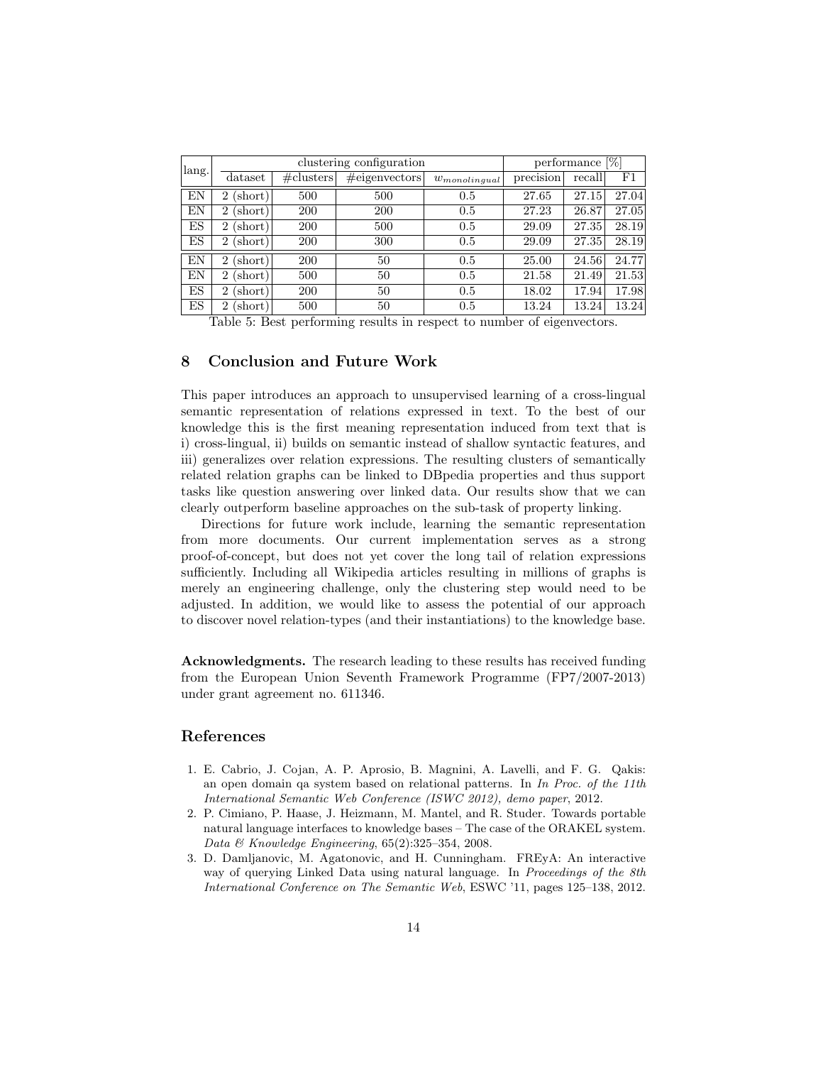| lang. | clustering configuration | | | | performance [%] | | |
|---|---|---|---|---|---|---|---|
| | dataset | #clusters | #eigenvectors | $w_{monolingual}$ | precision | recall | F1 |
| EN | 2 (short) | 500 | 500 | 0.5 | 27.65 | 27.15 | 27.04 |
| EN | 2 (short) | 200 | 200 | 0.5 | 27.23 | 26.87 | 27.05 |
| ES | 2 (short) | 200 | 500 | 0.5 | 29.09 | 27.35 | 28.19 |
| ES | 2 (short) | 200 | 300 | 0.5 | 29.09 | 27.35 | 28.19 |
| EN | 2 (short) | 200 | 50 | 0.5 | 25.00 | 24.56 | 24.77 |
| EN | 2 (short) | 500 | 50 | 0.5 | 21.58 | 21.49 | 21.53 |
| ES | 2 (short) | 200 | 50 | 0.5 | 18.02 | 17.94 | 17.98 |
| ES | 2 (short) | 500 | 50 | 0.5 | 13.24 | 13.24 | 13.24 |

Table 5: Best performing results in respect to number of eigenvectors.

## 8 Conclusion and Future Work

This paper introduces an approach to unsupervised learning of a cross-lingual semantic representation of relations expressed in text. To the best of our knowledge this is the first meaning representation induced from text that is i) cross-lingual, ii) builds on semantic instead of shallow syntactic features, and iii) generalizes over relation expressions. The resulting clusters of semantically related relation graphs can be linked to DBpedia properties and thus support tasks like question answering over linked data. Our results show that we can clearly outperform baseline approaches on the sub-task of property linking.

Directions for future work include, learning the semantic representation from more documents. Our current implementation serves as a strong proof-of-concept, but does not yet cover the long tail of relation expressions sufficiently. Including all Wikipedia articles resulting in millions of graphs is merely an engineering challenge, only the clustering step would need to be adjusted. In addition, we would like to assess the potential of our approach to discover novel relation-types (and their instantiations) to the knowledge base.

**Acknowledgments.** The research leading to these results has received funding from the European Union Seventh Framework Programme (FP7/2007-2013) under grant agreement no. 611346.

## References

1. E. Cabrio, J. Cojan, A. P. Aprosio, B. Magnini, A. Lavelli, and F. G. Qakis: an open domain qa system based on relational patterns. In *In Proc. of the 11th International Semantic Web Conference (ISWC 2012), demo paper*, 2012.
2. P. Cimiano, P. Haase, J. Heizmann, M. Mantel, and R. Studer. Towards portable natural language interfaces to knowledge bases – The case of the ORAKEL system. *Data & Knowledge Engineering*, 65(2):325–354, 2008.
3. D. Damljanovic, M. Agatonovic, and H. Cunningham. FREyA: An interactive way of querying Linked Data using natural language. In *Proceedings of the 8th International Conference on The Semantic Web*, ESWC '11, pages 125–138, 2012.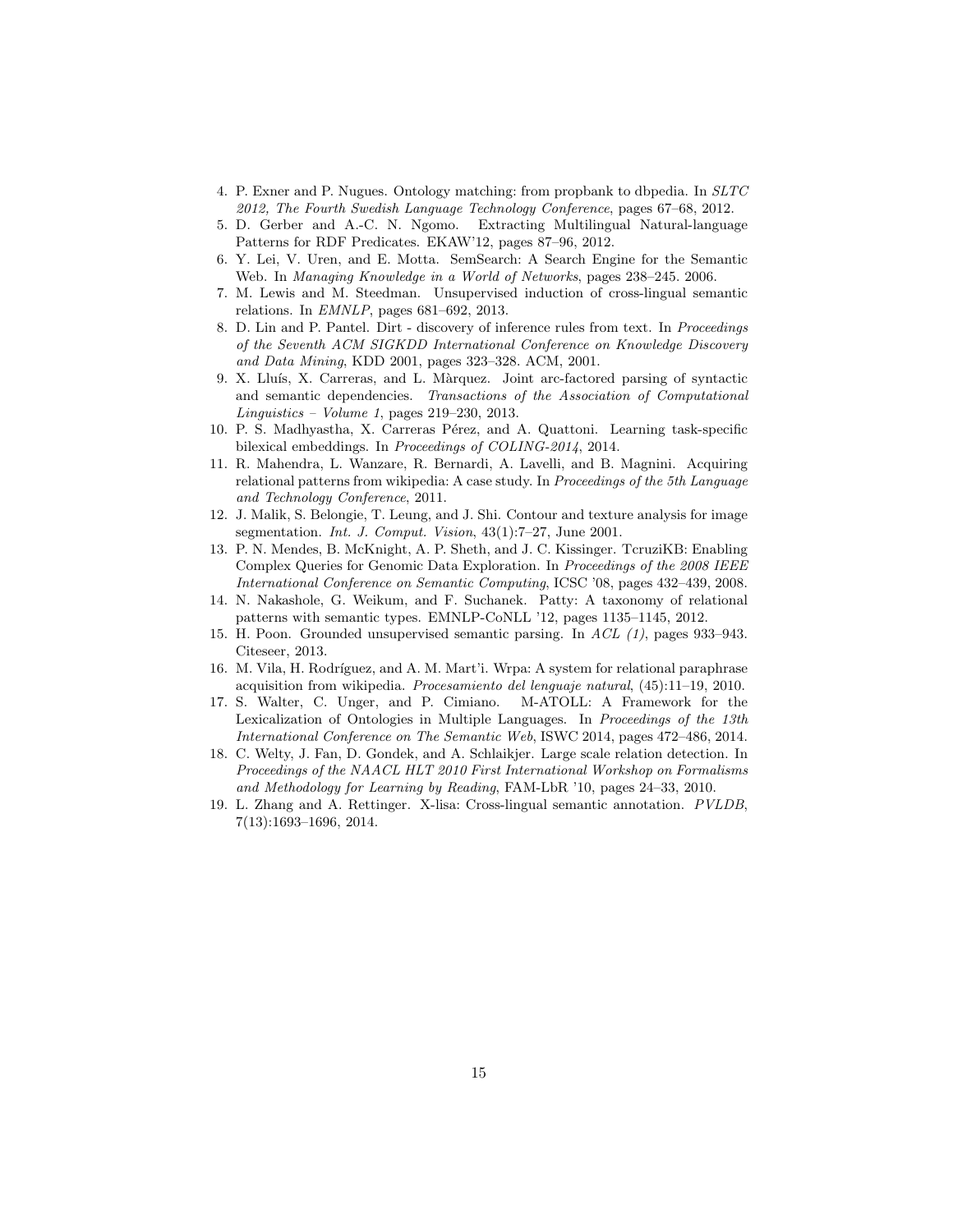4. P. Exner and P. Nugues. Ontology matching: from propbank to dbpedia. In *SLTC 2012, The Fourth Swedish Language Technology Conference*, pages 67–68, 2012.
5. D. Gerber and A.-C. N. Ngomo. Extracting Multilingual Natural-language Patterns for RDF Predicates. EKAW'12, pages 87–96, 2012.
6. Y. Lei, V. Uren, and E. Motta. SemSearch: A Search Engine for the Semantic Web. In *Managing Knowledge in a World of Networks*, pages 238–245. 2006.
7. M. Lewis and M. Steedman. Unsupervised induction of cross-lingual semantic relations. In *EMNLP*, pages 681–692, 2013.
8. D. Lin and P. Pantel. Dirt - discovery of inference rules from text. In *Proceedings of the Seventh ACM SIGKDD International Conference on Knowledge Discovery and Data Mining*, KDD 2001, pages 323–328. ACM, 2001.
9. X. Lluís, X. Carreras, and L. Màrquez. Joint arc-factored parsing of syntactic and semantic dependencies. *Transactions of the Association of Computational Linguistics – Volume 1*, pages 219–230, 2013.
10. P. S. Madhyastha, X. Carreras Pérez, and A. Quattoni. Learning task-specific bilexical embeddings. In *Proceedings of COLING-2014*, 2014.
11. R. Mahendra, L. Wanzare, R. Bernardi, A. Lavelli, and B. Magnini. Acquiring relational patterns from wikipedia: A case study. In *Proceedings of the 5th Language and Technology Conference*, 2011.
12. J. Malik, S. Belongie, T. Leung, and J. Shi. Contour and texture analysis for image segmentation. *Int. J. Comput. Vision*, 43(1):7–27, June 2001.
13. P. N. Mendes, B. McKnight, A. P. Sheth, and J. C. Kissinger. TcruziKB: Enabling Complex Queries for Genomic Data Exploration. In *Proceedings of the 2008 IEEE International Conference on Semantic Computing*, ICSC '08, pages 432–439, 2008.
14. N. Nakashole, G. Weikum, and F. Suchanek. Patty: A taxonomy of relational patterns with semantic types. EMNLP-CoNLL '12, pages 1135–1145, 2012.
15. H. Poon. Grounded unsupervised semantic parsing. In *ACL (1)*, pages 933–943. Citeseer, 2013.
16. M. Vila, H. Rodríguez, and A. M. Mart'i. Wrpa: A system for relational paraphrase acquisition from wikipedia. *Procesamiento del lenguaje natural*, (45):11–19, 2010.
17. S. Walter, C. Unger, and P. Cimiano. M-ATOLL: A Framework for the Lexicalization of Ontologies in Multiple Languages. In *Proceedings of the 13th International Conference on The Semantic Web*, ISWC 2014, pages 472–486, 2014.
18. C. Welty, J. Fan, D. Gondek, and A. Schlaikjer. Large scale relation detection. In *Proceedings of the NAACL HLT 2010 First International Workshop on Formalisms and Methodology for Learning by Reading*, FAM-LbR '10, pages 24–33, 2010.
19. L. Zhang and A. Rettinger. X-lisa: Cross-lingual semantic annotation. *PVLDB*, 7(13):1693–1696, 2014.